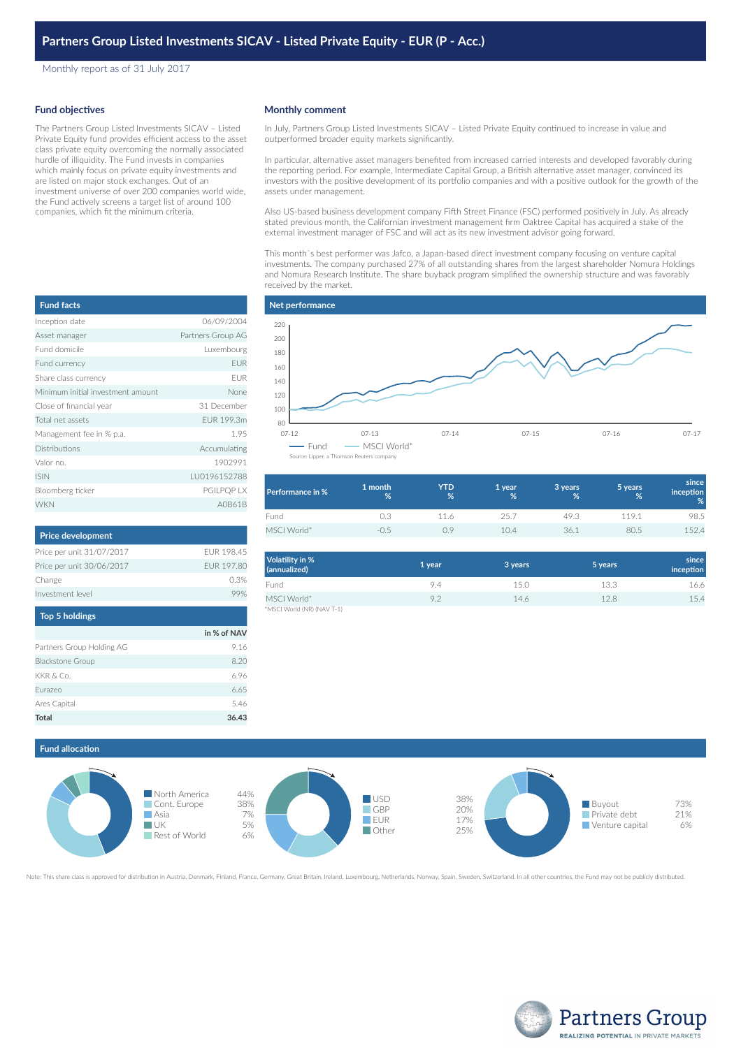# Partners Group Listed Investments SICAV - Listed Private Equity - EUR (P - Acc.)

Monthly report as of 31 July 2017

## Fund objectives

The Partners Group Listed Investments SICAV – Listed Private Equity fund provides efficient access to the asset class private equity overcoming the normally associated hurdle of illiquidity. The Fund invests in companies which mainly focus on private equity investments and are listed on major stock exchanges. Out of an investment universe of over 200 companies world wide, the Fund actively screens a target list of around 100 companies, which fit the minimum criteria.

## Monthly comment

In July, Partners Group Listed Investments SICAV – Listed Private Equity continued to increase in value and outperformed broader equity markets significantly.

In particular, alternative asset managers benefited from increased carried interests and developed favorably during the reporting period. For example, Intermediate Capital Group, a British alternative asset manager, convinced its investors with the positive development of its portfolio companies and with a positive outlook for the growth of the assets under management.

Also US-based business development company Fifth Street Finance (FSC) performed positively in July. As already stated previous month, the Californian investment management firm Oaktree Capital has acquired a stake of the external investment manager of FSC and will act as its new investment advisor going forward.

This month`s best performer was Jafco, a Japan-based direct investment company focusing on venture capital investments. The company purchased 27% of all outstanding shares from the largest shareholder Nomura Holdings and Nomura Research Institute. The share buyback program simplified the ownership structure and was favorably received by the market.

## Fund facts

| | |
|---|---|
| Inception date | 06/09/2004 |
| Asset manager | Partners Group AG |
| Fund domicile | Luxembourg |
| Fund currency | EUR |
| Share class currency | EUR |
| Minimum initial investment amount | None |
| Close of financial year | 31 December |
| Total net assets | EUR 199.3m |
| Management fee in % p.a. | 1.95 |
| Distributions | Accumulating |
| Valor no. | 1902991 |
| ISIN | LU0196152788 |
| Bloomberg ticker | PGILPQP LX |
| WKN | A0B61B |

## Net performance

220
200
180
160
140
120
100
80

07-12 07-13 07-14 07-15 07-16 07-17

Fund MSCI World*

Source: Lipper, a Thomson Reuters company

| Performance in % | 1 month % | YTD % | 1 year % | 3 years % | 5 years % | since inception % |
|---|---|---|---|---|---|---|
| Fund | 0.3 | 11.6 | 25.7 | 49.3 | 119.1 | 98.5 |
| MSCI World* | -0.5 | 0.9 | 10.4 | 36.1 | 80.5 | 152.4 |

## Price development

| | |
|---|---|
| Price per unit 31/07/2017 | EUR 198.45 |
| Price per unit 30/06/2017 | EUR 197.80 |
| Change | 0.3% |
| Investment level | 99% |

| Volatility in % (annualized) | 1 year | 3 years | 5 years | since inception |
|---|---|---|---|---|
| Fund | 9.4 | 15.0 | 13.3 | 16.6 |
| MSCI World* | 9.2 | 14.6 | 12.8 | 15.4 |

*MSCI World (NR) (NAV T-1)

## Top 5 holdings

| | in % of NAV |
|---|---|
| Partners Group Holding AG | 9.16 |
| Blackstone Group | 8.20 |
| KKR & Co. | 6.96 |
| Eurazeo | 6.65 |
| Ares Capital | 5.46 |
| **Total** | **36.43** |

## Fund allocation

North America 44%
Cont. Europe 38%
Asia 7%
UK 5%
Rest of World 6%

USD 38%
GBP 20%
EUR 17%
Other 25%

Buyout 73%
Private debt 21%
Venture capital 6%

Note: This share class is approved for distribution in Austria, Denmark, Finland, France, Germany, Great Britain, Ireland, Luxembourg, Netherlands, Norway, Spain, Sweden, Switzerland. In all other countries, the Fund may not be publicly distributed.

Partners Group
REALIZING POTENTIAL IN PRIVATE MARKETS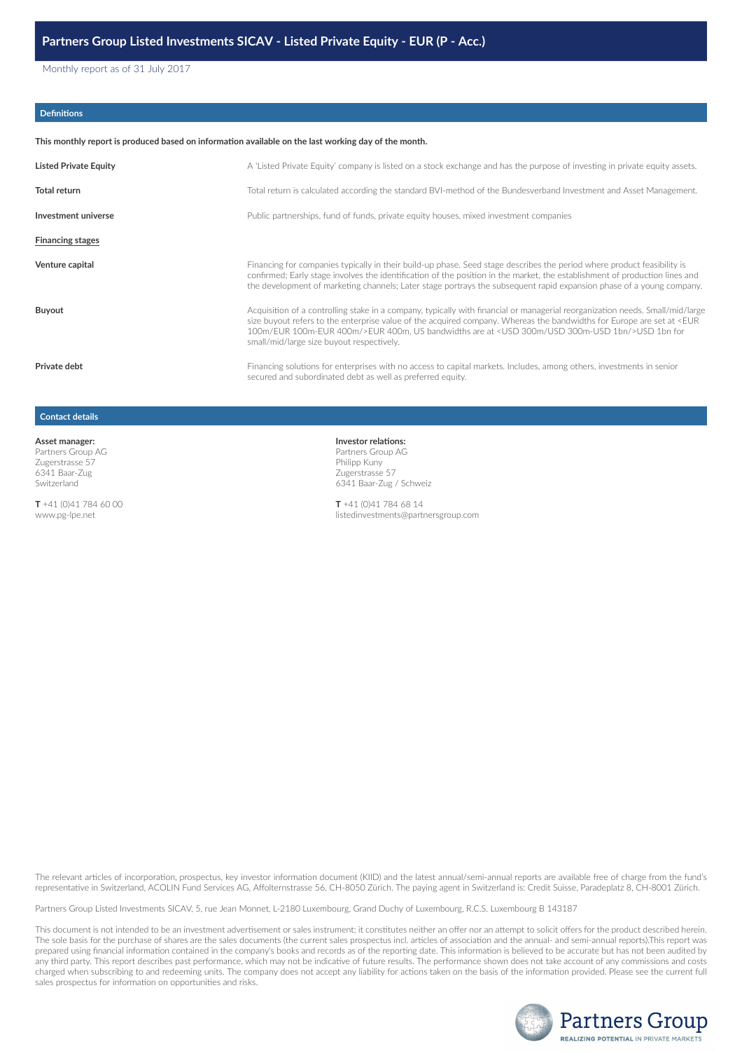# Partners Group Listed Investments SICAV - Listed Private Equity - EUR (P - Acc.)

Monthly report as of 31 July 2017

## Definitions

**This monthly report is produced based on information available on the last working day of the month.**

| | |
|---|---|
| **Listed Private Equity** | A 'Listed Private Equity' company is listed on a stock exchange and has the purpose of investing in private equity assets. |
| **Total return** | Total return is calculated according the standard BVI-method of the Bundesverband Investment and Asset Management. |
| **Investment universe** | Public partnerships, fund of funds, private equity houses, mixed investment companies |
| **Financing stages** | |
| **Venture capital** | Financing for companies typically in their build-up phase. Seed stage describes the period where product feasibility is confirmed; Early stage involves the identification of the position in the market, the establishment of production lines and the development of marketing channels; Later stage portrays the subsequent rapid expansion phase of a young company. |
| **Buyout** | Acquisition of a controlling stake in a company, typically with financial or managerial reorganization needs. Small/mid/large size buyout refers to the enterprise value of the acquired company. Whereas the bandwidths for Europe are set at <EUR 100m/EUR 100m-EUR 400m/>EUR 400m, US bandwidths are at <USD 300m/USD 300m-USD 1bn/>USD 1bn for small/mid/large size buyout respectively. |
| **Private debt** | Financing solutions for enterprises with no access to capital markets. Includes, among others, investments in senior secured and subordinated debt as well as preferred equity. |

## Contact details

**Asset manager:**
Partners Group AG
Zugerstrasse 57
6341 Baar-Zug
Switzerland

**T** +41 (0)41 784 60 00
www.pg-lpe.net

**Investor relations:**
Partners Group AG
Philipp Kuny
Zugerstrasse 57
6341 Baar-Zug / Schweiz

**T** +41 (0)41 784 68 14
listedinvestments@partnersgroup.com

The relevant articles of incorporation, prospectus, key investor information document (KIID) and the latest annual/semi-annual reports are available free of charge from the fund's representative in Switzerland, ACOLIN Fund Services AG, Affolternstrasse 56, CH-8050 Zürich. The paying agent in Switzerland is: Credit Suisse, Paradeplatz 8, CH-8001 Zürich.

Partners Group Listed Investments SICAV, 5, rue Jean Monnet, L-2180 Luxembourg, Grand Duchy of Luxembourg, R.C.S. Luxembourg B 143187

This document is not intended to be an investment advertisement or sales instrument; it constitutes neither an offer nor an attempt to solicit offers for the product described herein. The sole basis for the purchase of shares are the sales documents (the current sales prospectus incl. articles of association and the annual- and semi-annual reports).This report was prepared using financial information contained in the company's books and records as of the reporting date. This information is believed to be accurate but has not been audited by any third party. This report describes past performance, which may not be indicative of future results. The performance shown does not take account of any commissions and costs charged when subscribing to and redeeming units. The company does not accept any liability for actions taken on the basis of the information provided. Please see the current full sales prospectus for information on opportunities and risks.

Partners Group
REALIZING POTENTIAL IN PRIVATE MARKETS